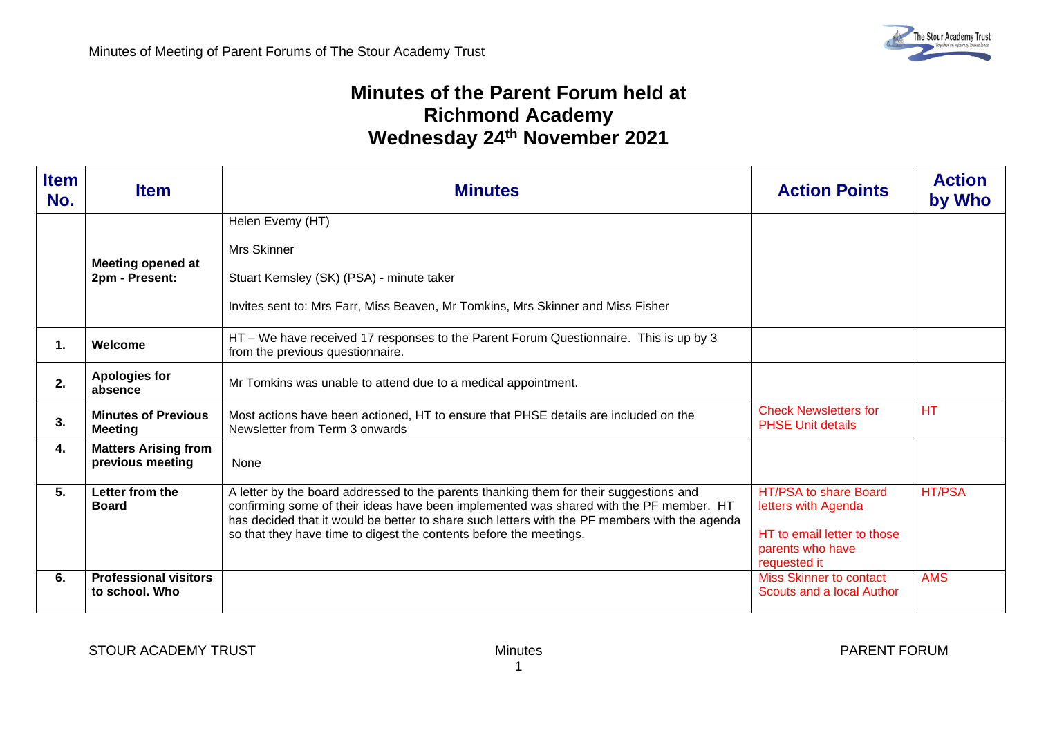# Minutes of the Parent Forum held at Richmond Academy Wednesday 24th November 2021

| Item No. | Item | Minutes | Action Points | Action by Who |
|---|---|---|---|---|
| | **Meeting opened at 2pm - Present:** | Helen Evemy (HT)<br><br>Mrs Skinner<br><br>Stuart Kemsley (SK) (PSA) - minute taker<br><br>Invites sent to: Mrs Farr, Miss Beaven, Mr Tomkins, Mrs Skinner and Miss Fisher | | |
| **1.** | **Welcome** | HT – We have received 17 responses to the Parent Forum Questionnaire. This is up by 3 from the previous questionnaire. | | |
| **2.** | **Apologies for absence** | Mr Tomkins was unable to attend due to a medical appointment. | | |
| **3.** | **Minutes of Previous Meeting** | Most actions have been actioned, HT to ensure that PHSE details are included on the Newsletter from Term 3 onwards | Check Newsletters for PHSE Unit details | HT |
| **4.** | **Matters Arising from previous meeting** | None | | |
| **5.** | **Letter from the Board** | A letter by the board addressed to the parents thanking them for their suggestions and confirming some of their ideas have been implemented was shared with the PF member. HT has decided that it would be better to share such letters with the PF members with the agenda so that they have time to digest the contents before the meetings. | HT/PSA to share Board letters with Agenda<br><br>HT to email letter to those parents who have requested it | HT/PSA |
| **6.** | **Professional visitors to school. Who** | | Miss Skinner to contact Scouts and a local Author | AMS |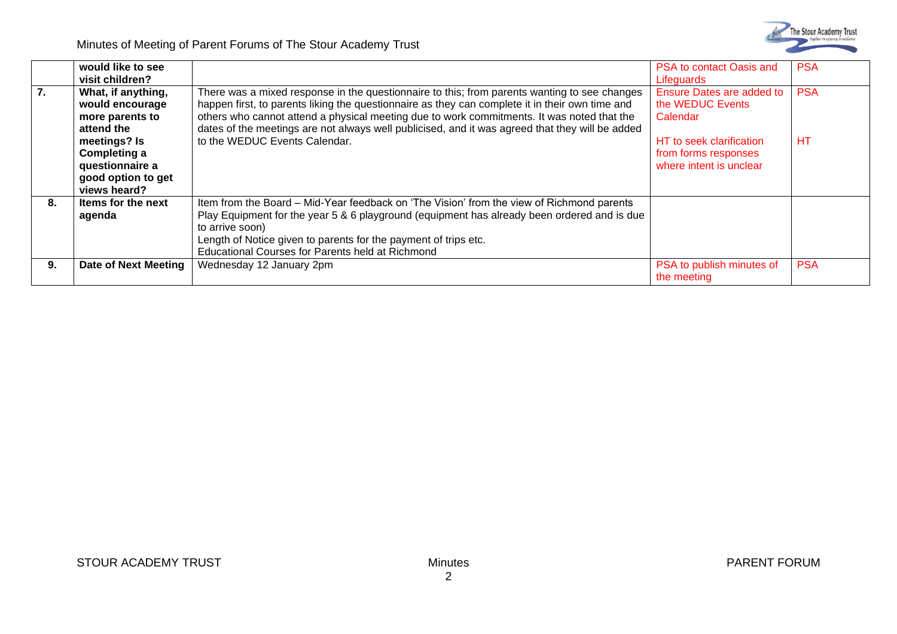| | | | | |
|---|---|---|---|---|
| | **would like to see visit children?** | | PSA to contact Oasis and Lifeguards | PSA |
| **7.** | **What, if anything, would encourage more parents to attend the meetings? Is Completing a questionnaire a good option to get views heard?** | There was a mixed response in the questionnaire to this; from parents wanting to see changes happen first, to parents liking the questionnaire as they can complete it in their own time and others who cannot attend a physical meeting due to work commitments. It was noted that the dates of the meetings are not always well publicised, and it was agreed that they will be added to the WEDUC Events Calendar. | Ensure Dates are added to the WEDUC Events Calendar<br><br>HT to seek clarification from forms responses where intent is unclear | PSA<br><br>HT |
| **8.** | **Items for the next agenda** | Item from the Board – Mid-Year feedback on 'The Vision' from the view of Richmond parents<br>Play Equipment for the year 5 & 6 playground (equipment has already been ordered and is due to arrive soon)<br>Length of Notice given to parents for the payment of trips etc.<br>Educational Courses for Parents held at Richmond | | |
| **9.** | **Date of Next Meeting** | Wednesday 12 January 2pm | PSA to publish minutes of the meeting | PSA |